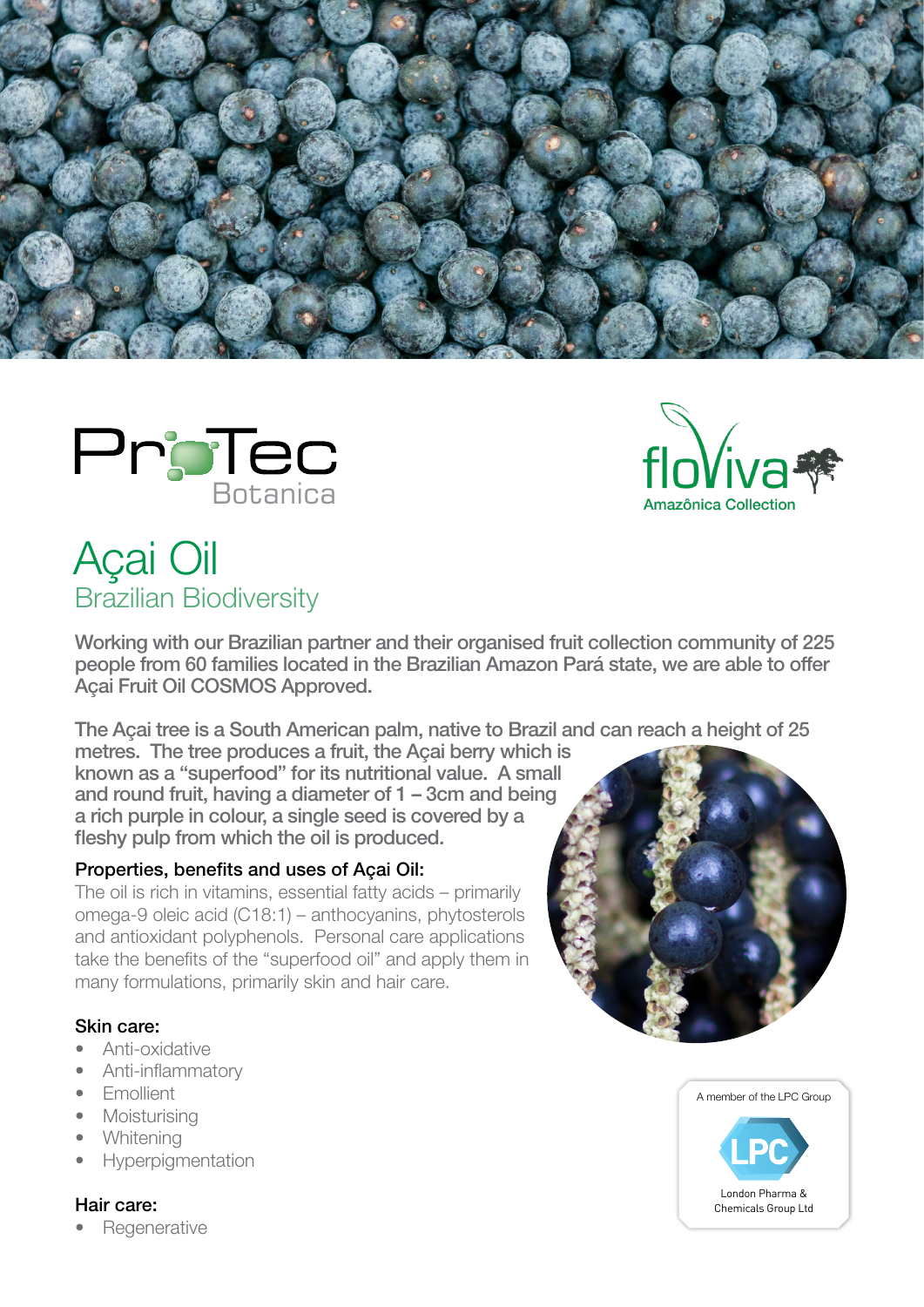ProTec Botanica

floViva Amazônica Collection

# Açai Oil

## Brazilian Biodiversity

**Working with our Brazilian partner and their organised fruit collection community of 225 people from 60 families located in the Brazilian Amazon Pará state, we are able to offer Açai Fruit Oil COSMOS Approved.**

**The Açai tree is a South American palm, native to Brazil and can reach a height of 25 metres. The tree produces a fruit, the Açai berry which is known as a "superfood" for its nutritional value. A small and round fruit, having a diameter of 1 – 3cm and being a rich purple in colour, a single seed is covered by a fleshy pulp from which the oil is produced.**

### Properties, benefits and uses of Açai Oil:

The oil is rich in vitamins, essential fatty acids – primarily omega-9 oleic acid (C18:1) – anthocyanins, phytosterols and antioxidant polyphenols. Personal care applications take the benefits of the "superfood oil" and apply them in many formulations, primarily skin and hair care.

### Skin care:

- Anti-oxidative
- Anti-inflammatory
- Emollient
- Moisturising
- Whitening
- Hyperpigmentation

### Hair care:

- Regenerative

A member of the LPC Group

LPC London Pharma & Chemicals Group Ltd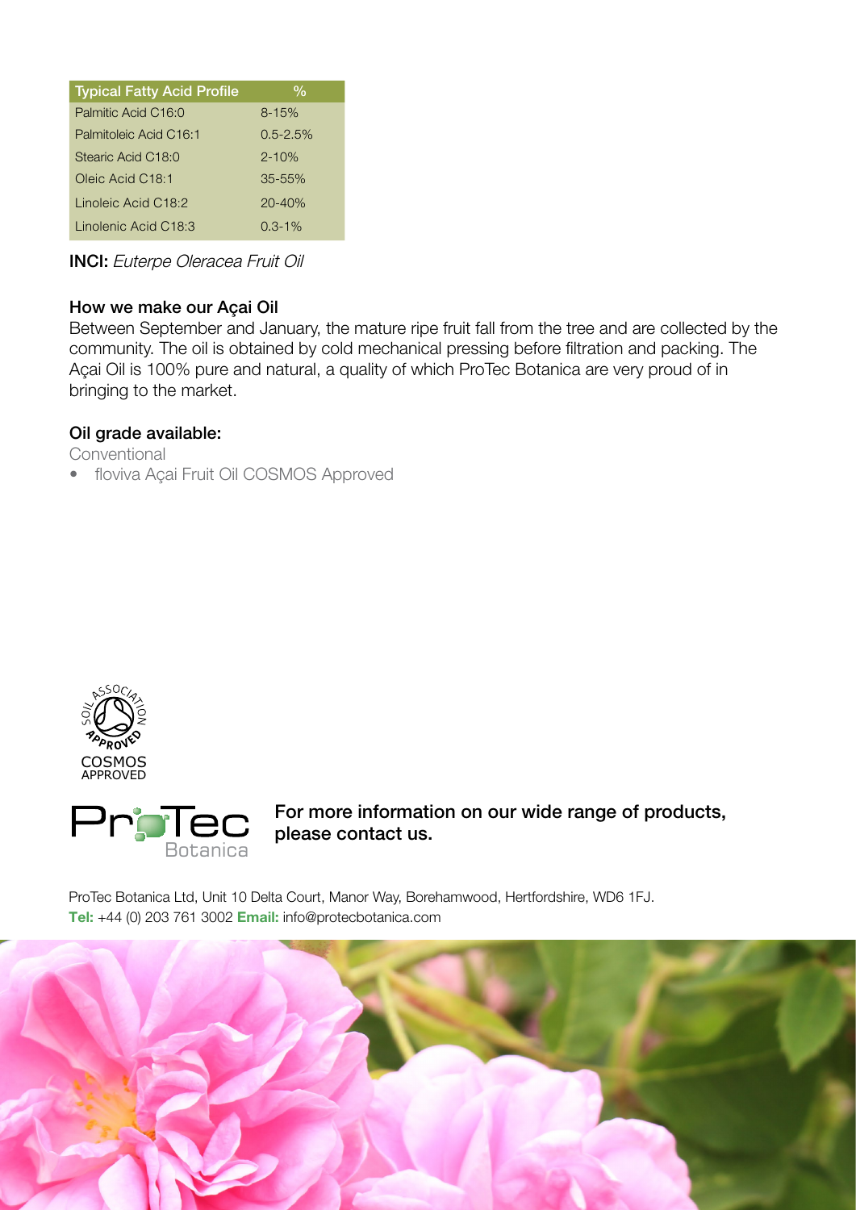| Typical Fatty Acid Profile | % |
| --- | --- |
| Palmitic Acid C16:0 | 8-15% |
| Palmitoleic Acid C16:1 | 0.5-2.5% |
| Stearic Acid C18:0 | 2-10% |
| Oleic Acid C18:1 | 35-55% |
| Linoleic Acid C18:2 | 20-40% |
| Linolenic Acid C18:3 | 0.3-1% |

**INCI:** *Euterpe Oleracea Fruit Oil*

### How we make our Açai Oil

Between September and January, the mature ripe fruit fall from the tree and are collected by the community. The oil is obtained by cold mechanical pressing before filtration and packing. The Açai Oil is 100% pure and natural, a quality of which ProTec Botanica are very proud of in bringing to the market.

### Oil grade available:

Conventional

- floviva Açai Fruit Oil COSMOS Approved

SOIL ASSOCIATION APPROVED
COSMOS APPROVED

ProTec Botanica

**For more information on our wide range of products, please contact us.**

ProTec Botanica Ltd, Unit 10 Delta Court, Manor Way, Borehamwood, Hertfordshire, WD6 1FJ.
**Tel:** +44 (0) 203 761 3002 **Email:** info@protecbotanica.com